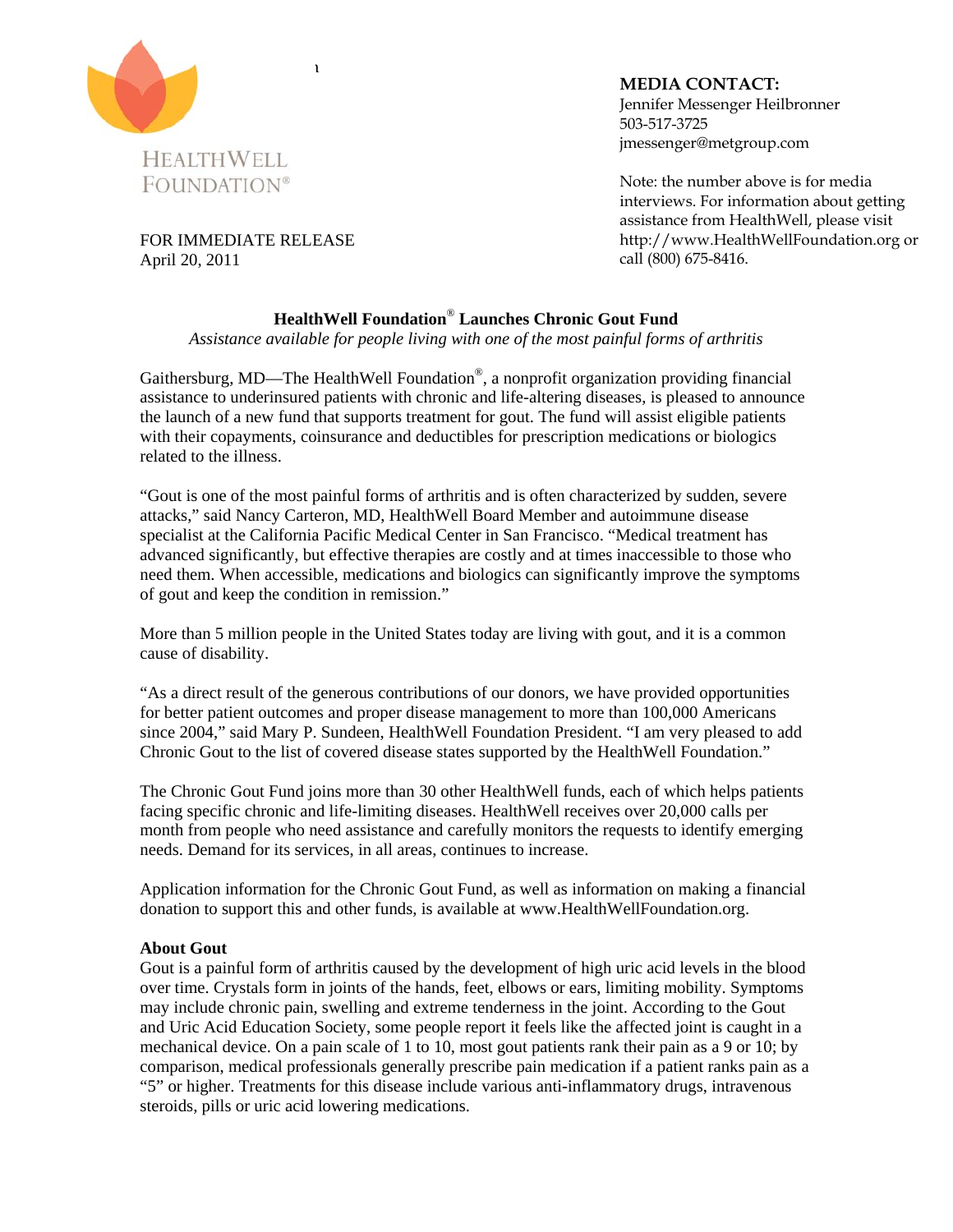HEALTHWELL FOUNDATION®

**MEDIA CONTACT:**
Jennifer Messenger Heilbronner
503-517-3725
jmessenger@metgroup.com

Note: the number above is for media interviews. For information about getting assistance from HealthWell, please visit http://www.HealthWellFoundation.org or call (800) 675-8416.

FOR IMMEDIATE RELEASE
April 20, 2011

# HealthWell Foundation® Launches Chronic Gout Fund

*Assistance available for people living with one of the most painful forms of arthritis*

Gaithersburg, MD—The HealthWell Foundation®, a nonprofit organization providing financial assistance to underinsured patients with chronic and life-altering diseases, is pleased to announce the launch of a new fund that supports treatment for gout. The fund will assist eligible patients with their copayments, coinsurance and deductibles for prescription medications or biologics related to the illness.

"Gout is one of the most painful forms of arthritis and is often characterized by sudden, severe attacks," said Nancy Carteron, MD, HealthWell Board Member and autoimmune disease specialist at the California Pacific Medical Center in San Francisco. "Medical treatment has advanced significantly, but effective therapies are costly and at times inaccessible to those who need them. When accessible, medications and biologics can significantly improve the symptoms of gout and keep the condition in remission."

More than 5 million people in the United States today are living with gout, and it is a common cause of disability.

"As a direct result of the generous contributions of our donors, we have provided opportunities for better patient outcomes and proper disease management to more than 100,000 Americans since 2004," said Mary P. Sundeen, HealthWell Foundation President. "I am very pleased to add Chronic Gout to the list of covered disease states supported by the HealthWell Foundation."

The Chronic Gout Fund joins more than 30 other HealthWell funds, each of which helps patients facing specific chronic and life-limiting diseases. HealthWell receives over 20,000 calls per month from people who need assistance and carefully monitors the requests to identify emerging needs. Demand for its services, in all areas, continues to increase.

Application information for the Chronic Gout Fund, as well as information on making a financial donation to support this and other funds, is available at www.HealthWellFoundation.org.

**About Gout**

Gout is a painful form of arthritis caused by the development of high uric acid levels in the blood over time. Crystals form in joints of the hands, feet, elbows or ears, limiting mobility. Symptoms may include chronic pain, swelling and extreme tenderness in the joint. According to the Gout and Uric Acid Education Society, some people report it feels like the affected joint is caught in a mechanical device. On a pain scale of 1 to 10, most gout patients rank their pain as a 9 or 10; by comparison, medical professionals generally prescribe pain medication if a patient ranks pain as a "5" or higher. Treatments for this disease include various anti-inflammatory drugs, intravenous steroids, pills or uric acid lowering medications.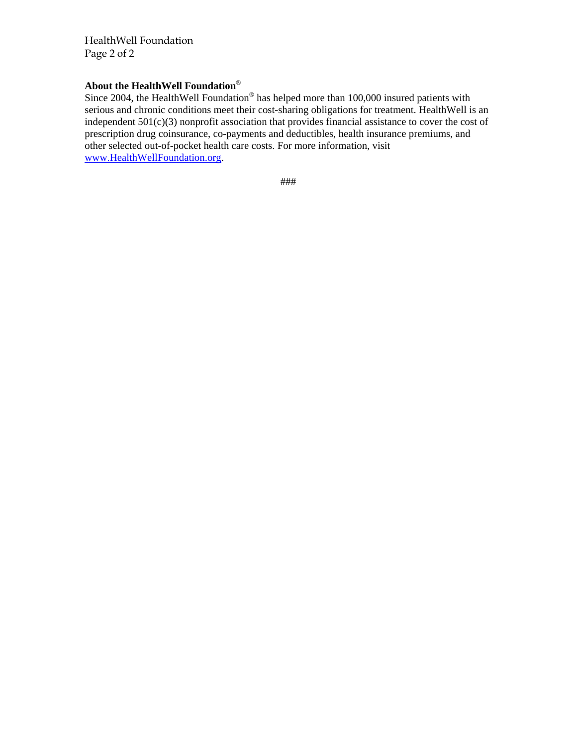**About the HealthWell Foundation®**

Since 2004, the HealthWell Foundation® has helped more than 100,000 insured patients with serious and chronic conditions meet their cost-sharing obligations for treatment. HealthWell is an independent 501(c)(3) nonprofit association that provides financial assistance to cover the cost of prescription drug coinsurance, co-payments and deductibles, health insurance premiums, and other selected out-of-pocket health care costs. For more information, visit www.HealthWellFoundation.org.

###